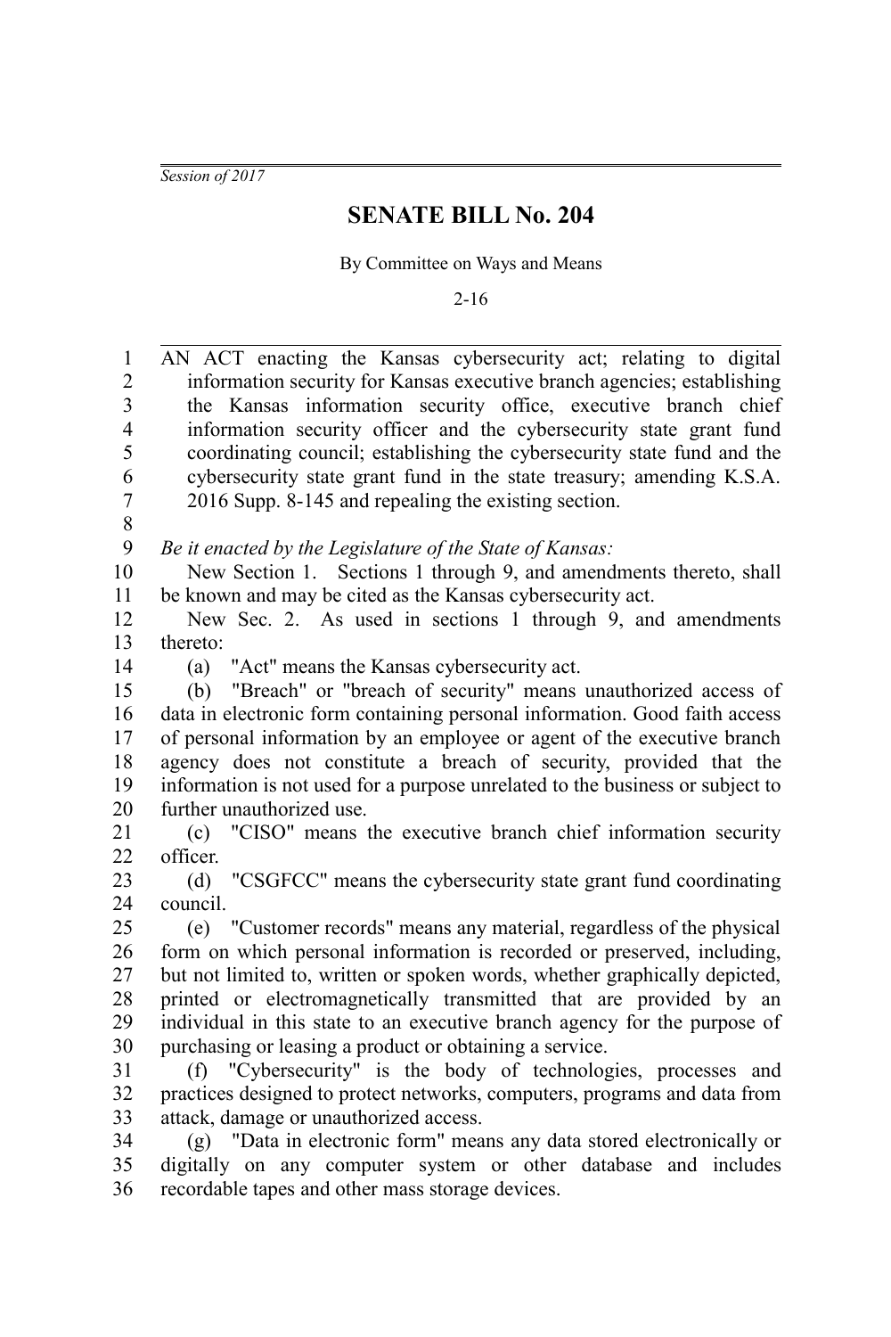*Session of 2017*

# SENATE BILL No. 204

By Committee on Ways and Means

2-16

AN ACT enacting the Kansas cybersecurity act; relating to digital information security for Kansas executive branch agencies; establishing the Kansas information security office, executive branch chief information security officer and the cybersecurity state grant fund coordinating council; establishing the cybersecurity state fund and the cybersecurity state grant fund in the state treasury; amending K.S.A. 2016 Supp. 8-145 and repealing the existing section.

*Be it enacted by the Legislature of the State of Kansas:*

New Section 1. Sections 1 through 9, and amendments thereto, shall be known and may be cited as the Kansas cybersecurity act.

New Sec. 2. As used in sections 1 through 9, and amendments thereto:

(a) "Act" means the Kansas cybersecurity act.

(b) "Breach" or "breach of security" means unauthorized access of data in electronic form containing personal information. Good faith access of personal information by an employee or agent of the executive branch agency does not constitute a breach of security, provided that the information is not used for a purpose unrelated to the business or subject to further unauthorized use.

(c) "CISO" means the executive branch chief information security officer.

(d) "CSGFCC" means the cybersecurity state grant fund coordinating council.

(e) "Customer records" means any material, regardless of the physical form on which personal information is recorded or preserved, including, but not limited to, written or spoken words, whether graphically depicted, printed or electromagnetically transmitted that are provided by an individual in this state to an executive branch agency for the purpose of purchasing or leasing a product or obtaining a service.

(f) "Cybersecurity" is the body of technologies, processes and practices designed to protect networks, computers, programs and data from attack, damage or unauthorized access.

(g) "Data in electronic form" means any data stored electronically or digitally on any computer system or other database and includes recordable tapes and other mass storage devices.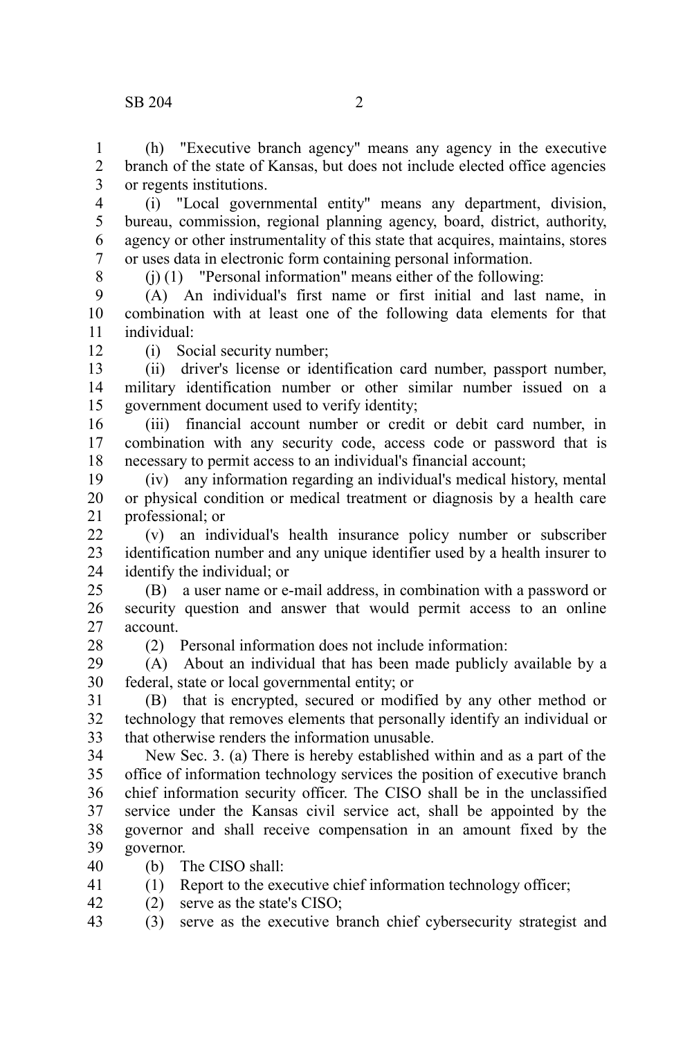(h) "Executive branch agency" means any agency in the executive branch of the state of Kansas, but does not include elected office agencies or regents institutions.

(i) "Local governmental entity" means any department, division, bureau, commission, regional planning agency, board, district, authority, agency or other instrumentality of this state that acquires, maintains, stores or uses data in electronic form containing personal information.

(j) (1) "Personal information" means either of the following:

(A) An individual's first name or first initial and last name, in combination with at least one of the following data elements for that individual:

(i) Social security number;

(ii) driver's license or identification card number, passport number, military identification number or other similar number issued on a government document used to verify identity;

(iii) financial account number or credit or debit card number, in combination with any security code, access code or password that is necessary to permit access to an individual's financial account;

(iv) any information regarding an individual's medical history, mental or physical condition or medical treatment or diagnosis by a health care professional; or

(v) an individual's health insurance policy number or subscriber identification number and any unique identifier used by a health insurer to identify the individual; or

(B) a user name or e-mail address, in combination with a password or security question and answer that would permit access to an online account.

(2) Personal information does not include information:

(A) About an individual that has been made publicly available by a federal, state or local governmental entity; or

(B) that is encrypted, secured or modified by any other method or technology that removes elements that personally identify an individual or that otherwise renders the information unusable.

New Sec. 3. (a) There is hereby established within and as a part of the office of information technology services the position of executive branch chief information security officer. The CISO shall be in the unclassified service under the Kansas civil service act, shall be appointed by the governor and shall receive compensation in an amount fixed by the governor.

(b) The CISO shall:

(1) Report to the executive chief information technology officer;

(2) serve as the state's CISO;

(3) serve as the executive branch chief cybersecurity strategist and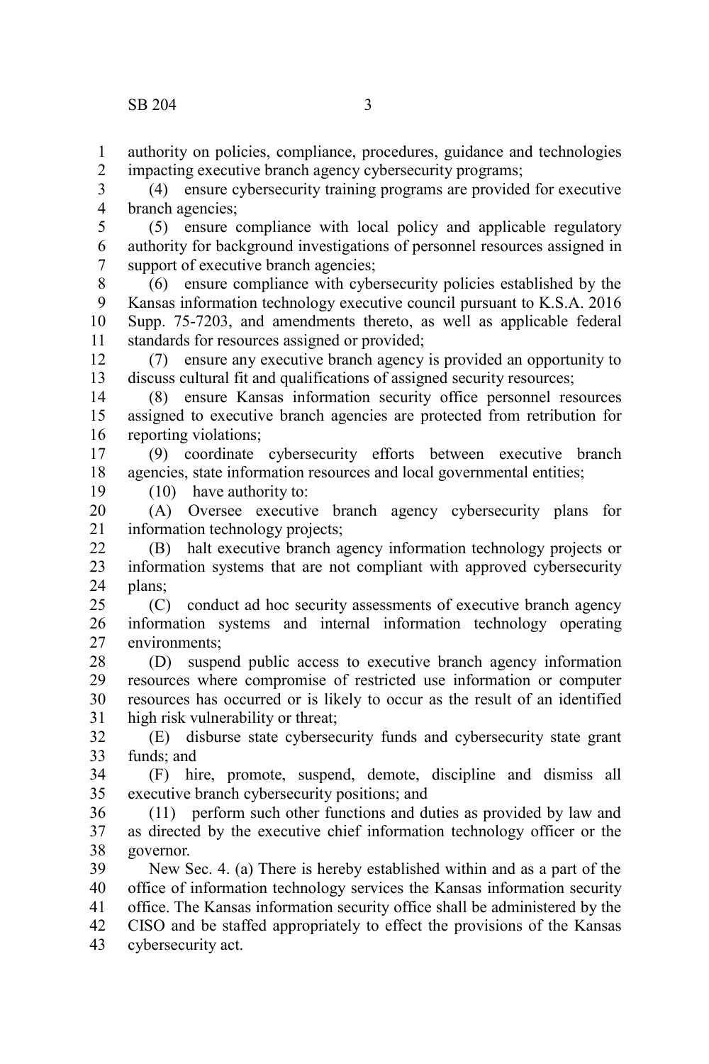authority on policies, compliance, procedures, guidance and technologies impacting executive branch agency cybersecurity programs;

(4) ensure cybersecurity training programs are provided for executive branch agencies;

(5) ensure compliance with local policy and applicable regulatory authority for background investigations of personnel resources assigned in support of executive branch agencies;

(6) ensure compliance with cybersecurity policies established by the Kansas information technology executive council pursuant to K.S.A. 2016 Supp. 75-7203, and amendments thereto, as well as applicable federal standards for resources assigned or provided;

(7) ensure any executive branch agency is provided an opportunity to discuss cultural fit and qualifications of assigned security resources;

(8) ensure Kansas information security office personnel resources assigned to executive branch agencies are protected from retribution for reporting violations;

(9) coordinate cybersecurity efforts between executive branch agencies, state information resources and local governmental entities;

(10) have authority to:

(A) Oversee executive branch agency cybersecurity plans for information technology projects;

(B) halt executive branch agency information technology projects or information systems that are not compliant with approved cybersecurity plans;

(C) conduct ad hoc security assessments of executive branch agency information systems and internal information technology operating environments;

(D) suspend public access to executive branch agency information resources where compromise of restricted use information or computer resources has occurred or is likely to occur as the result of an identified high risk vulnerability or threat;

(E) disburse state cybersecurity funds and cybersecurity state grant funds; and

(F) hire, promote, suspend, demote, discipline and dismiss all executive branch cybersecurity positions; and

(11) perform such other functions and duties as provided by law and as directed by the executive chief information technology officer or the governor.

New Sec. 4. (a) There is hereby established within and as a part of the office of information technology services the Kansas information security office. The Kansas information security office shall be administered by the CISO and be staffed appropriately to effect the provisions of the Kansas cybersecurity act.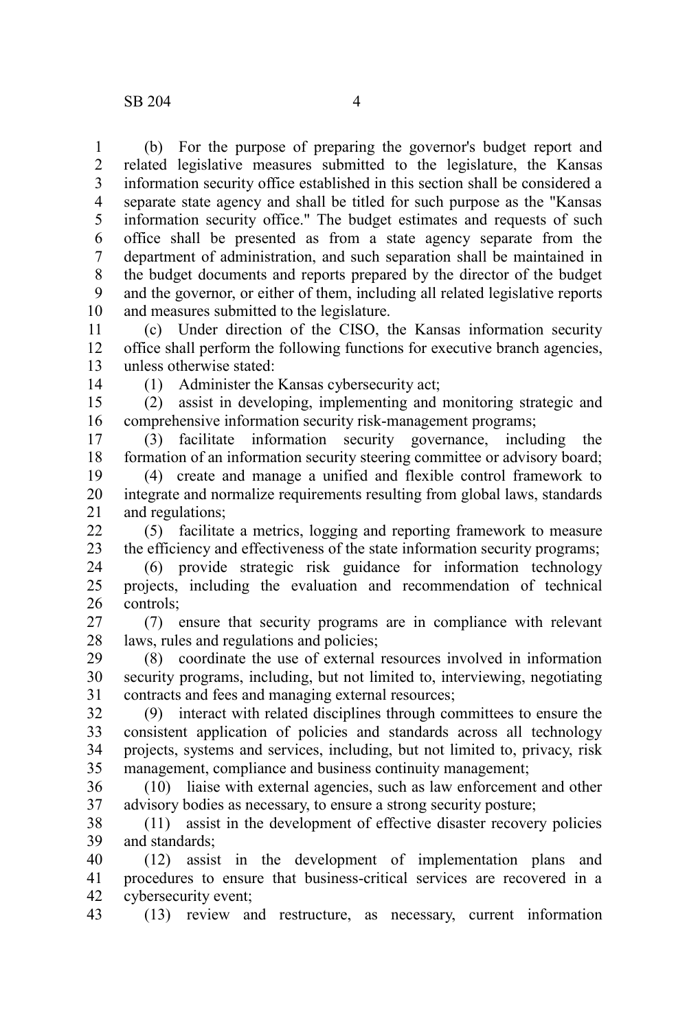(b) For the purpose of preparing the governor's budget report and related legislative measures submitted to the legislature, the Kansas information security office established in this section shall be considered a separate state agency and shall be titled for such purpose as the "Kansas information security office." The budget estimates and requests of such office shall be presented as from a state agency separate from the department of administration, and such separation shall be maintained in the budget documents and reports prepared by the director of the budget and the governor, or either of them, including all related legislative reports and measures submitted to the legislature.

(c) Under direction of the CISO, the Kansas information security office shall perform the following functions for executive branch agencies, unless otherwise stated:

(1) Administer the Kansas cybersecurity act;

(2) assist in developing, implementing and monitoring strategic and comprehensive information security risk-management programs;

(3) facilitate information security governance, including the formation of an information security steering committee or advisory board;

(4) create and manage a unified and flexible control framework to integrate and normalize requirements resulting from global laws, standards and regulations;

(5) facilitate a metrics, logging and reporting framework to measure the efficiency and effectiveness of the state information security programs;

(6) provide strategic risk guidance for information technology projects, including the evaluation and recommendation of technical controls;

(7) ensure that security programs are in compliance with relevant laws, rules and regulations and policies;

(8) coordinate the use of external resources involved in information security programs, including, but not limited to, interviewing, negotiating contracts and fees and managing external resources;

(9) interact with related disciplines through committees to ensure the consistent application of policies and standards across all technology projects, systems and services, including, but not limited to, privacy, risk management, compliance and business continuity management;

(10) liaise with external agencies, such as law enforcement and other advisory bodies as necessary, to ensure a strong security posture;

(11) assist in the development of effective disaster recovery policies and standards;

(12) assist in the development of implementation plans and procedures to ensure that business-critical services are recovered in a cybersecurity event;

(13) review and restructure, as necessary, current information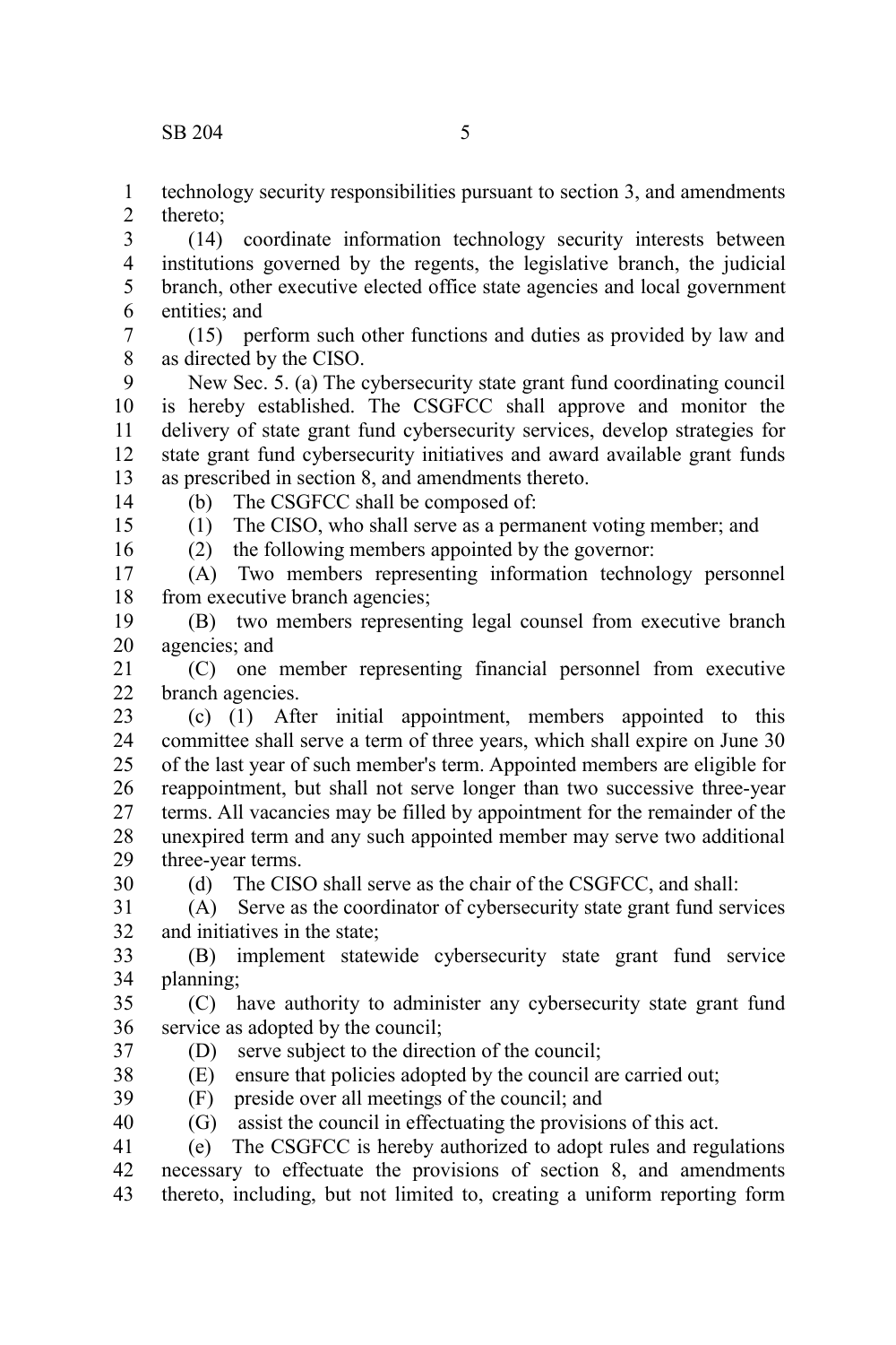technology security responsibilities pursuant to section 3, and amendments thereto;

(14) coordinate information technology security interests between institutions governed by the regents, the legislative branch, the judicial branch, other executive elected office state agencies and local government entities; and

(15) perform such other functions and duties as provided by law and as directed by the CISO.

New Sec. 5. (a) The cybersecurity state grant fund coordinating council is hereby established. The CSGFCC shall approve and monitor the delivery of state grant fund cybersecurity services, develop strategies for state grant fund cybersecurity initiatives and award available grant funds as prescribed in section 8, and amendments thereto.

(b) The CSGFCC shall be composed of:

(1) The CISO, who shall serve as a permanent voting member; and

(2) the following members appointed by the governor:

(A) Two members representing information technology personnel from executive branch agencies;

(B) two members representing legal counsel from executive branch agencies; and

(C) one member representing financial personnel from executive branch agencies.

(c) (1) After initial appointment, members appointed to this committee shall serve a term of three years, which shall expire on June 30 of the last year of such member's term. Appointed members are eligible for reappointment, but shall not serve longer than two successive three-year terms. All vacancies may be filled by appointment for the remainder of the unexpired term and any such appointed member may serve two additional three-year terms.

(d) The CISO shall serve as the chair of the CSGFCC, and shall:

(A) Serve as the coordinator of cybersecurity state grant fund services and initiatives in the state;

(B) implement statewide cybersecurity state grant fund service planning;

(C) have authority to administer any cybersecurity state grant fund service as adopted by the council;

(D) serve subject to the direction of the council;

(E) ensure that policies adopted by the council are carried out;

(F) preside over all meetings of the council; and

(G) assist the council in effectuating the provisions of this act.

(e) The CSGFCC is hereby authorized to adopt rules and regulations necessary to effectuate the provisions of section 8, and amendments thereto, including, but not limited to, creating a uniform reporting form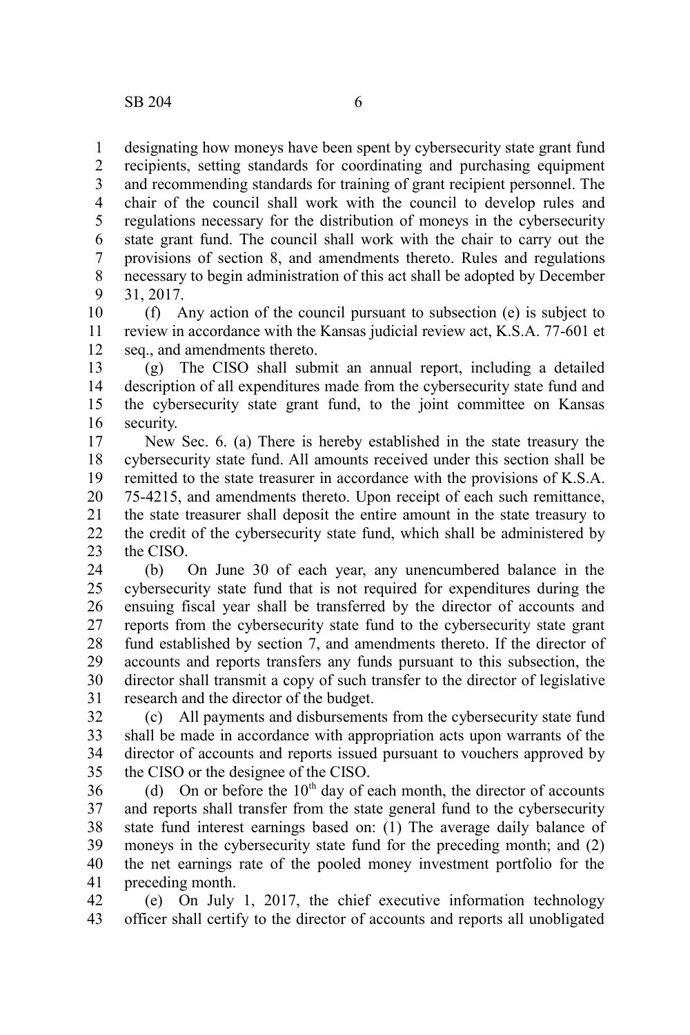designating how moneys have been spent by cybersecurity state grant fund recipients, setting standards for coordinating and purchasing equipment and recommending standards for training of grant recipient personnel. The chair of the council shall work with the council to develop rules and regulations necessary for the distribution of moneys in the cybersecurity state grant fund. The council shall work with the chair to carry out the provisions of section 8, and amendments thereto. Rules and regulations necessary to begin administration of this act shall be adopted by December 31, 2017.

(f) Any action of the council pursuant to subsection (e) is subject to review in accordance with the Kansas judicial review act, K.S.A. 77-601 et seq., and amendments thereto.

(g) The CISO shall submit an annual report, including a detailed description of all expenditures made from the cybersecurity state fund and the cybersecurity state grant fund, to the joint committee on Kansas security.

New Sec. 6. (a) There is hereby established in the state treasury the cybersecurity state fund. All amounts received under this section shall be remitted to the state treasurer in accordance with the provisions of K.S.A. 75-4215, and amendments thereto. Upon receipt of each such remittance, the state treasurer shall deposit the entire amount in the state treasury to the credit of the cybersecurity state fund, which shall be administered by the CISO.

(b) On June 30 of each year, any unencumbered balance in the cybersecurity state fund that is not required for expenditures during the ensuing fiscal year shall be transferred by the director of accounts and reports from the cybersecurity state fund to the cybersecurity state grant fund established by section 7, and amendments thereto. If the director of accounts and reports transfers any funds pursuant to this subsection, the director shall transmit a copy of such transfer to the director of legislative research and the director of the budget.

(c) All payments and disbursements from the cybersecurity state fund shall be made in accordance with appropriation acts upon warrants of the director of accounts and reports issued pursuant to vouchers approved by the CISO or the designee of the CISO.

(d) On or before the 10th day of each month, the director of accounts and reports shall transfer from the state general fund to the cybersecurity state fund interest earnings based on: (1) The average daily balance of moneys in the cybersecurity state fund for the preceding month; and (2) the net earnings rate of the pooled money investment portfolio for the preceding month.

(e) On July 1, 2017, the chief executive information technology officer shall certify to the director of accounts and reports all unobligated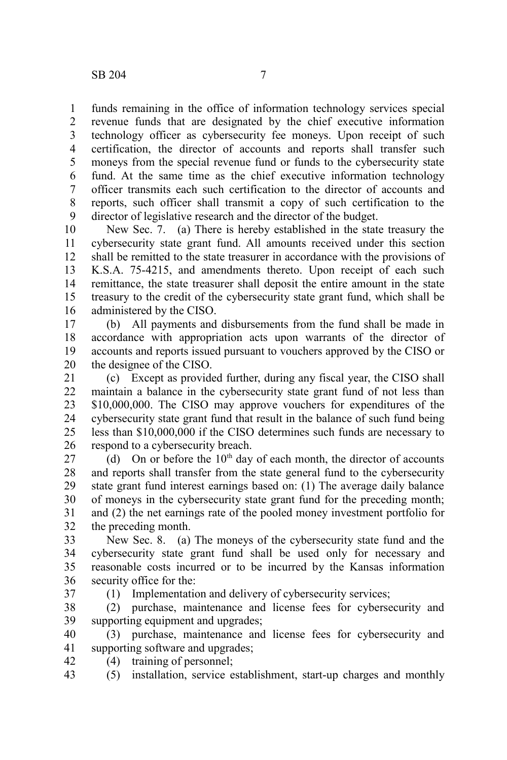funds remaining in the office of information technology services special revenue funds that are designated by the chief executive information technology officer as cybersecurity fee moneys. Upon receipt of such certification, the director of accounts and reports shall transfer such moneys from the special revenue fund or funds to the cybersecurity state fund. At the same time as the chief executive information technology officer transmits each such certification to the director of accounts and reports, such officer shall transmit a copy of such certification to the director of legislative research and the director of the budget.

New Sec. 7. (a) There is hereby established in the state treasury the cybersecurity state grant fund. All amounts received under this section shall be remitted to the state treasurer in accordance with the provisions of K.S.A. 75-4215, and amendments thereto. Upon receipt of each such remittance, the state treasurer shall deposit the entire amount in the state treasury to the credit of the cybersecurity state grant fund, which shall be administered by the CISO.

(b) All payments and disbursements from the fund shall be made in accordance with appropriation acts upon warrants of the director of accounts and reports issued pursuant to vouchers approved by the CISO or the designee of the CISO.

(c) Except as provided further, during any fiscal year, the CISO shall maintain a balance in the cybersecurity state grant fund of not less than $10,000,000. The CISO may approve vouchers for expenditures of the cybersecurity state grant fund that result in the balance of such fund being less than $10,000,000 if the CISO determines such funds are necessary to respond to a cybersecurity breach.

(d) On or before the 10th day of each month, the director of accounts and reports shall transfer from the state general fund to the cybersecurity state grant fund interest earnings based on: (1) The average daily balance of moneys in the cybersecurity state grant fund for the preceding month; and (2) the net earnings rate of the pooled money investment portfolio for the preceding month.

New Sec. 8. (a) The moneys of the cybersecurity state fund and the cybersecurity state grant fund shall be used only for necessary and reasonable costs incurred or to be incurred by the Kansas information security office for the:

(1) Implementation and delivery of cybersecurity services;

(2) purchase, maintenance and license fees for cybersecurity and supporting equipment and upgrades;

(3) purchase, maintenance and license fees for cybersecurity and supporting software and upgrades;

(4) training of personnel;

(5) installation, service establishment, start-up charges and monthly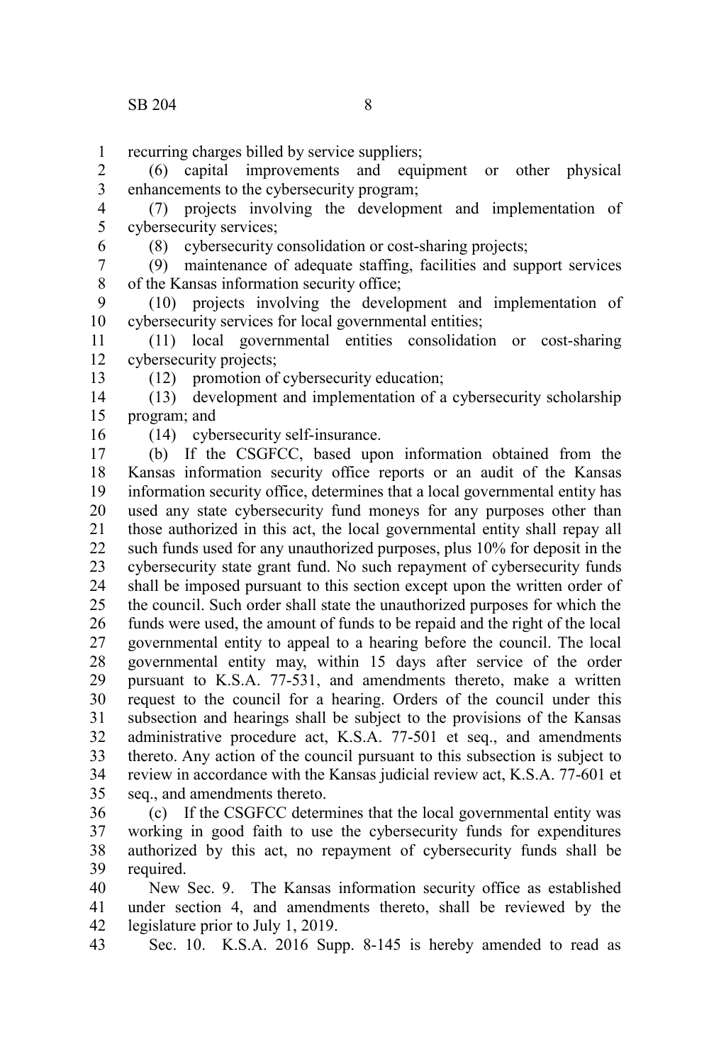recurring charges billed by service suppliers;

(6) capital improvements and equipment or other physical enhancements to the cybersecurity program;

(7) projects involving the development and implementation of cybersecurity services;

(8) cybersecurity consolidation or cost-sharing projects;

(9) maintenance of adequate staffing, facilities and support services of the Kansas information security office;

(10) projects involving the development and implementation of cybersecurity services for local governmental entities;

(11) local governmental entities consolidation or cost-sharing cybersecurity projects;

(12) promotion of cybersecurity education;

(13) development and implementation of a cybersecurity scholarship program; and

(14) cybersecurity self-insurance.

(b) If the CSGFCC, based upon information obtained from the Kansas information security office reports or an audit of the Kansas information security office, determines that a local governmental entity has used any state cybersecurity fund moneys for any purposes other than those authorized in this act, the local governmental entity shall repay all such funds used for any unauthorized purposes, plus 10% for deposit in the cybersecurity state grant fund. No such repayment of cybersecurity funds shall be imposed pursuant to this section except upon the written order of the council. Such order shall state the unauthorized purposes for which the funds were used, the amount of funds to be repaid and the right of the local governmental entity to appeal to a hearing before the council. The local governmental entity may, within 15 days after service of the order pursuant to K.S.A. 77-531, and amendments thereto, make a written request to the council for a hearing. Orders of the council under this subsection and hearings shall be subject to the provisions of the Kansas administrative procedure act, K.S.A. 77-501 et seq., and amendments thereto. Any action of the council pursuant to this subsection is subject to review in accordance with the Kansas judicial review act, K.S.A. 77-601 et seq., and amendments thereto.

(c) If the CSGFCC determines that the local governmental entity was working in good faith to use the cybersecurity funds for expenditures authorized by this act, no repayment of cybersecurity funds shall be required.

New Sec. 9. The Kansas information security office as established under section 4, and amendments thereto, shall be reviewed by the legislature prior to July 1, 2019.

Sec. 10. K.S.A. 2016 Supp. 8-145 is hereby amended to read as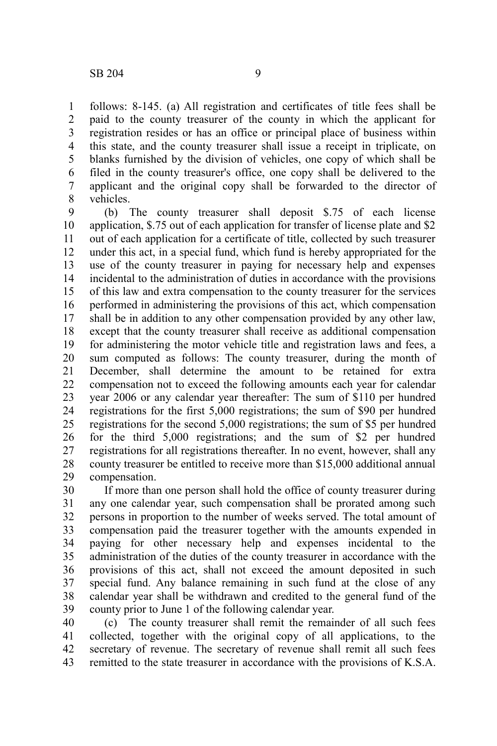follows: 8-145. (a) All registration and certificates of title fees shall be paid to the county treasurer of the county in which the applicant for registration resides or has an office or principal place of business within this state, and the county treasurer shall issue a receipt in triplicate, on blanks furnished by the division of vehicles, one copy of which shall be filed in the county treasurer's office, one copy shall be delivered to the applicant and the original copy shall be forwarded to the director of vehicles.

(b) The county treasurer shall deposit $.75 of each license application, $.75 out of each application for transfer of license plate and $2 out of each application for a certificate of title, collected by such treasurer under this act, in a special fund, which fund is hereby appropriated for the use of the county treasurer in paying for necessary help and expenses incidental to the administration of duties in accordance with the provisions of this law and extra compensation to the county treasurer for the services performed in administering the provisions of this act, which compensation shall be in addition to any other compensation provided by any other law, except that the county treasurer shall receive as additional compensation for administering the motor vehicle title and registration laws and fees, a sum computed as follows: The county treasurer, during the month of December, shall determine the amount to be retained for extra compensation not to exceed the following amounts each year for calendar year 2006 or any calendar year thereafter: The sum of $110 per hundred registrations for the first 5,000 registrations; the sum of $90 per hundred registrations for the second 5,000 registrations; the sum of $5 per hundred for the third 5,000 registrations; and the sum of $2 per hundred registrations for all registrations thereafter. In no event, however, shall any county treasurer be entitled to receive more than $15,000 additional annual compensation.

If more than one person shall hold the office of county treasurer during any one calendar year, such compensation shall be prorated among such persons in proportion to the number of weeks served. The total amount of compensation paid the treasurer together with the amounts expended in paying for other necessary help and expenses incidental to the administration of the duties of the county treasurer in accordance with the provisions of this act, shall not exceed the amount deposited in such special fund. Any balance remaining in such fund at the close of any calendar year shall be withdrawn and credited to the general fund of the county prior to June 1 of the following calendar year.

(c) The county treasurer shall remit the remainder of all such fees collected, together with the original copy of all applications, to the secretary of revenue. The secretary of revenue shall remit all such fees remitted to the state treasurer in accordance with the provisions of K.S.A.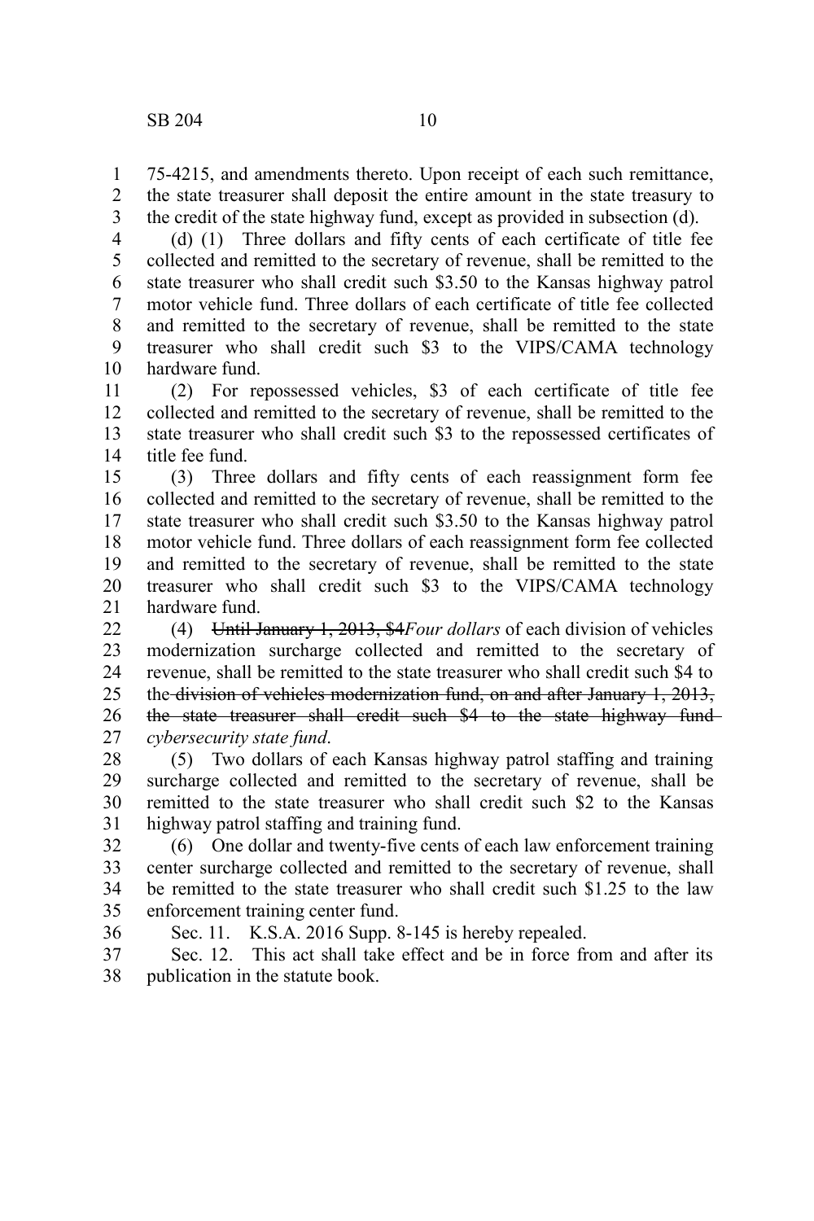75-4215, and amendments thereto. Upon receipt of each such remittance, the state treasurer shall deposit the entire amount in the state treasury to the credit of the state highway fund, except as provided in subsection (d).

(d) (1) Three dollars and fifty cents of each certificate of title fee collected and remitted to the secretary of revenue, shall be remitted to the state treasurer who shall credit such $3.50 to the Kansas highway patrol motor vehicle fund. Three dollars of each certificate of title fee collected and remitted to the secretary of revenue, shall be remitted to the state treasurer who shall credit such $3 to the VIPS/CAMA technology hardware fund.

(2) For repossessed vehicles, $3 of each certificate of title fee collected and remitted to the secretary of revenue, shall be remitted to the state treasurer who shall credit such $3 to the repossessed certificates of title fee fund.

(3) Three dollars and fifty cents of each reassignment form fee collected and remitted to the secretary of revenue, shall be remitted to the state treasurer who shall credit such $3.50 to the Kansas highway patrol motor vehicle fund. Three dollars of each reassignment form fee collected and remitted to the secretary of revenue, shall be remitted to the state treasurer who shall credit such $3 to the VIPS/CAMA technology hardware fund.

(4) ~~Until January 1, 2013, $4~~*Four dollars* of each division of vehicles modernization surcharge collected and remitted to the secretary of revenue, shall be remitted to the state treasurer who shall credit such $4 to the ~~division of vehicles modernization fund, on and after January 1, 2013, the state treasurer shall credit such $4 to the state highway fund~~ *cybersecurity state fund*.

(5) Two dollars of each Kansas highway patrol staffing and training surcharge collected and remitted to the secretary of revenue, shall be remitted to the state treasurer who shall credit such $2 to the Kansas highway patrol staffing and training fund.

(6) One dollar and twenty-five cents of each law enforcement training center surcharge collected and remitted to the secretary of revenue, shall be remitted to the state treasurer who shall credit such $1.25 to the law enforcement training center fund.

Sec. 11. K.S.A. 2016 Supp. 8-145 is hereby repealed.

Sec. 12. This act shall take effect and be in force from and after its publication in the statute book.